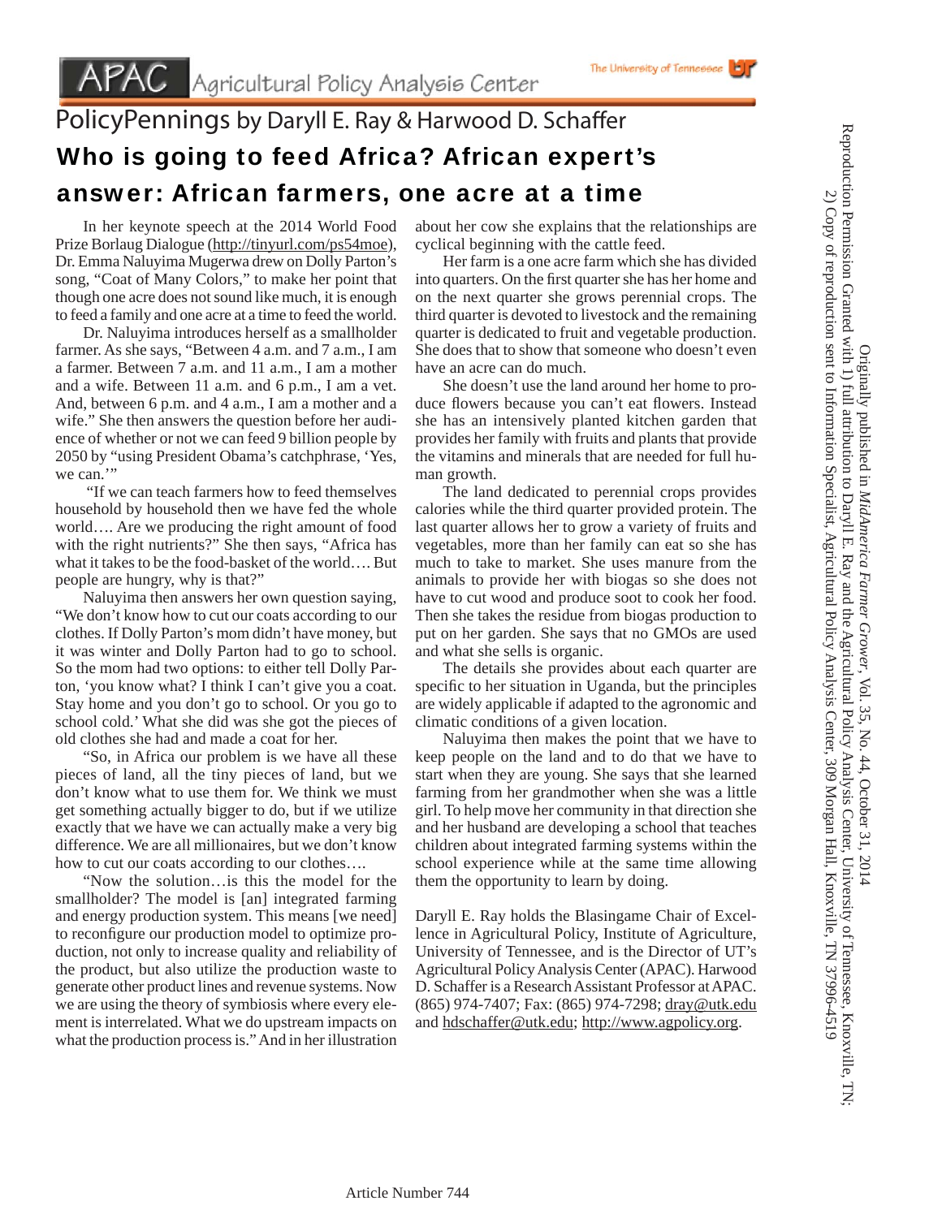APAC Agricultural Policy Analysis Center

The University of Tennessee

PolicyPennings by Daryll E. Ray & Harwood D. Schaffer

# Who is going to feed Africa? African expert's answer: African farmers, one acre at a time

In her keynote speech at the 2014 World Food Prize Borlaug Dialogue (http://tinyurl.com/ps54moe), Dr. Emma Naluyima Mugerwa drew on Dolly Parton's song, "Coat of Many Colors," to make her point that though one acre does not sound like much, it is enough to feed a family and one acre at a time to feed the world.

Dr. Naluyima introduces herself as a smallholder farmer. As she says, "Between 4 a.m. and 7 a.m., I am a farmer. Between 7 a.m. and 11 a.m., I am a mother and a wife. Between 11 a.m. and 6 p.m., I am a vet. And, between 6 p.m. and 4 a.m., I am a mother and a wife." She then answers the question before her audience of whether or not we can feed 9 billion people by 2050 by "using President Obama's catchphrase, 'Yes, we can.'"

"If we can teach farmers how to feed themselves household by household then we have fed the whole world…. Are we producing the right amount of food with the right nutrients?" She then says, "Africa has what it takes to be the food-basket of the world…. But people are hungry, why is that?"

Naluyima then answers her own question saying, "We don't know how to cut our coats according to our clothes. If Dolly Parton's mom didn't have money, but it was winter and Dolly Parton had to go to school. So the mom had two options: to either tell Dolly Parton, 'you know what? I think I can't give you a coat. Stay home and you don't go to school. Or you go to school cold.' What she did was she got the pieces of old clothes she had and made a coat for her.

"So, in Africa our problem is we have all these pieces of land, all the tiny pieces of land, but we don't know what to use them for. We think we must get something actually bigger to do, but if we utilize exactly that we have we can actually make a very big difference. We are all millionaires, but we don't know how to cut our coats according to our clothes….

"Now the solution…is this the model for the smallholder? The model is [an] integrated farming and energy production system. This means [we need] to reconfigure our production model to optimize production, not only to increase quality and reliability of the product, but also utilize the production waste to generate other product lines and revenue systems. Now we are using the theory of symbiosis where every element is interrelated. What we do upstream impacts on what the production process is." And in her illustration about her cow she explains that the relationships are cyclical beginning with the cattle feed.

Her farm is a one acre farm which she has divided into quarters. On the first quarter she has her home and on the next quarter she grows perennial crops. The third quarter is devoted to livestock and the remaining quarter is dedicated to fruit and vegetable production. She does that to show that someone who doesn't even have an acre can do much.

She doesn't use the land around her home to produce flowers because you can't eat flowers. Instead she has an intensively planted kitchen garden that provides her family with fruits and plants that provide the vitamins and minerals that are needed for full human growth.

The land dedicated to perennial crops provides calories while the third quarter provided protein. The last quarter allows her to grow a variety of fruits and vegetables, more than her family can eat so she has much to take to market. She uses manure from the animals to provide her with biogas so she does not have to cut wood and produce soot to cook her food. Then she takes the residue from biogas production to put on her garden. She says that no GMOs are used and what she sells is organic.

The details she provides about each quarter are specific to her situation in Uganda, but the principles are widely applicable if adapted to the agronomic and climatic conditions of a given location.

Naluyima then makes the point that we have to keep people on the land and to do that we have to start when they are young. She says that she learned farming from her grandmother when she was a little girl. To help move her community in that direction she and her husband are developing a school that teaches children about integrated farming systems within the school experience while at the same time allowing them the opportunity to learn by doing.

Daryll E. Ray holds the Blasingame Chair of Excellence in Agricultural Policy, Institute of Agriculture, University of Tennessee, and is the Director of UT's Agricultural Policy Analysis Center (APAC). Harwood D. Schaffer is a Research Assistant Professor at APAC. (865) 974-7407; Fax: (865) 974-7298; dray@utk.edu and hdschaffer@utk.edu; http://www.agpolicy.org.

Originally published in *MidAmerica Farmer Grower*, Vol. 35, No. 44, October 31, 2014

Reproduction Permission Granted with 1) full attribution to Daryll E. Ray and the Agricultural Policy Analysis Center, University of Tennessee, Knoxville, TN; 2) Copy of reproduction sent to Information Specialist, Agricultural Policy Analysis Center, 309 Morgan Hall, Knoxville, TN 37996-4519

Article Number 744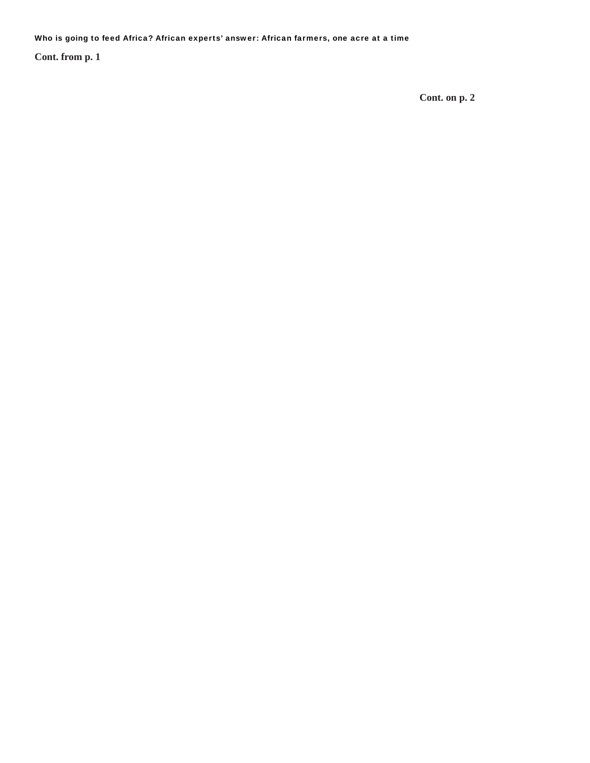**Who is going to feed Africa? African experts' answer: African farmers, one acre at a time**

**Cont. from p. 1**

**Cont. on p. 2**